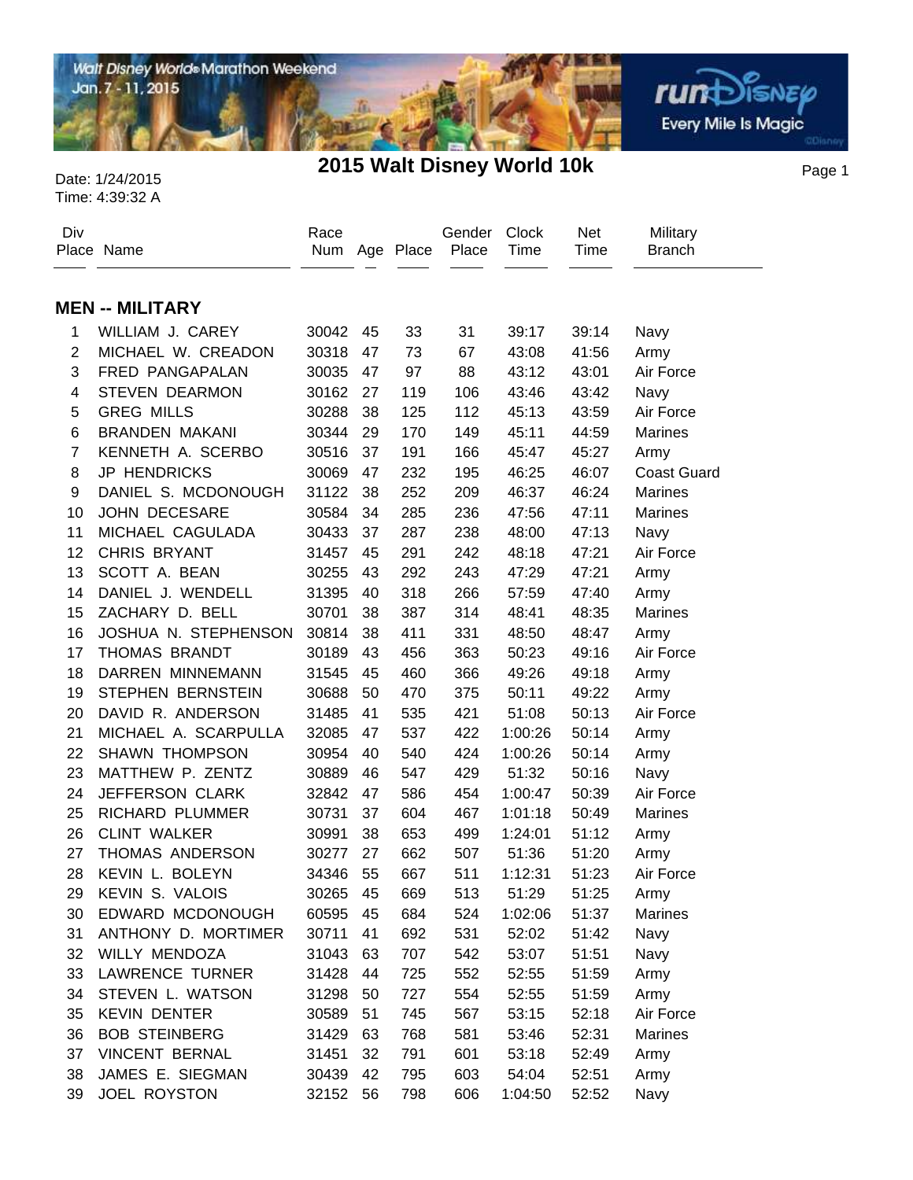# 2015 Walt Disney World 10k

Date: 1/24/2015
Time: 4:39:32 A

## MEN -- MILITARY

| Div Place | Name | Race Num | Age | Place | Gender Place | Clock Time | Net Time | Military Branch |
|---|---|---|---|---|---|---|---|---|
| 1 | WILLIAM J. CAREY | 30042 | 45 | 33 | 31 | 39:17 | 39:14 | Navy |
| 2 | MICHAEL W. CREADON | 30318 | 47 | 73 | 67 | 43:08 | 41:56 | Army |
| 3 | FRED PANGAPALAN | 30035 | 47 | 97 | 88 | 43:12 | 43:01 | Air Force |
| 4 | STEVEN DEARMON | 30162 | 27 | 119 | 106 | 43:46 | 43:42 | Navy |
| 5 | GREG MILLS | 30288 | 38 | 125 | 112 | 45:13 | 43:59 | Air Force |
| 6 | BRANDEN MAKANI | 30344 | 29 | 170 | 149 | 45:11 | 44:59 | Marines |
| 7 | KENNETH A. SCERBO | 30516 | 37 | 191 | 166 | 45:47 | 45:27 | Army |
| 8 | JP HENDRICKS | 30069 | 47 | 232 | 195 | 46:25 | 46:07 | Coast Guard |
| 9 | DANIEL S. MCDONOUGH | 31122 | 38 | 252 | 209 | 46:37 | 46:24 | Marines |
| 10 | JOHN DECESARE | 30584 | 34 | 285 | 236 | 47:56 | 47:11 | Marines |
| 11 | MICHAEL CAGULADA | 30433 | 37 | 287 | 238 | 48:00 | 47:13 | Navy |
| 12 | CHRIS BRYANT | 31457 | 45 | 291 | 242 | 48:18 | 47:21 | Air Force |
| 13 | SCOTT A. BEAN | 30255 | 43 | 292 | 243 | 47:29 | 47:21 | Army |
| 14 | DANIEL J. WENDELL | 31395 | 40 | 318 | 266 | 57:59 | 47:40 | Army |
| 15 | ZACHARY D. BELL | 30701 | 38 | 387 | 314 | 48:41 | 48:35 | Marines |
| 16 | JOSHUA N. STEPHENSON | 30814 | 38 | 411 | 331 | 48:50 | 48:47 | Army |
| 17 | THOMAS BRANDT | 30189 | 43 | 456 | 363 | 50:23 | 49:16 | Air Force |
| 18 | DARREN MINNEMANN | 31545 | 45 | 460 | 366 | 49:26 | 49:18 | Army |
| 19 | STEPHEN BERNSTEIN | 30688 | 50 | 470 | 375 | 50:11 | 49:22 | Army |
| 20 | DAVID R. ANDERSON | 31485 | 41 | 535 | 421 | 51:08 | 50:13 | Air Force |
| 21 | MICHAEL A. SCARPULLA | 32085 | 47 | 537 | 422 | 1:00:26 | 50:14 | Army |
| 22 | SHAWN THOMPSON | 30954 | 40 | 540 | 424 | 1:00:26 | 50:14 | Army |
| 23 | MATTHEW P. ZENTZ | 30889 | 46 | 547 | 429 | 51:32 | 50:16 | Navy |
| 24 | JEFFERSON CLARK | 32842 | 47 | 586 | 454 | 1:00:47 | 50:39 | Air Force |
| 25 | RICHARD PLUMMER | 30731 | 37 | 604 | 467 | 1:01:18 | 50:49 | Marines |
| 26 | CLINT WALKER | 30991 | 38 | 653 | 499 | 1:24:01 | 51:12 | Army |
| 27 | THOMAS ANDERSON | 30277 | 27 | 662 | 507 | 51:36 | 51:20 | Army |
| 28 | KEVIN L. BOLEYN | 34346 | 55 | 667 | 511 | 1:12:31 | 51:23 | Air Force |
| 29 | KEVIN S. VALOIS | 30265 | 45 | 669 | 513 | 51:29 | 51:25 | Army |
| 30 | EDWARD MCDONOUGH | 60595 | 45 | 684 | 524 | 1:02:06 | 51:37 | Marines |
| 31 | ANTHONY D. MORTIMER | 30711 | 41 | 692 | 531 | 52:02 | 51:42 | Navy |
| 32 | WILLY MENDOZA | 31043 | 63 | 707 | 542 | 53:07 | 51:51 | Navy |
| 33 | LAWRENCE TURNER | 31428 | 44 | 725 | 552 | 52:55 | 51:59 | Army |
| 34 | STEVEN L. WATSON | 31298 | 50 | 727 | 554 | 52:55 | 51:59 | Army |
| 35 | KEVIN DENTER | 30589 | 51 | 745 | 567 | 53:15 | 52:18 | Air Force |
| 36 | BOB STEINBERG | 31429 | 63 | 768 | 581 | 53:46 | 52:31 | Marines |
| 37 | VINCENT BERNAL | 31451 | 32 | 791 | 601 | 53:18 | 52:49 | Army |
| 38 | JAMES E. SIEGMAN | 30439 | 42 | 795 | 603 | 54:04 | 52:51 | Army |
| 39 | JOEL ROYSTON | 32152 | 56 | 798 | 606 | 1:04:50 | 52:52 | Navy |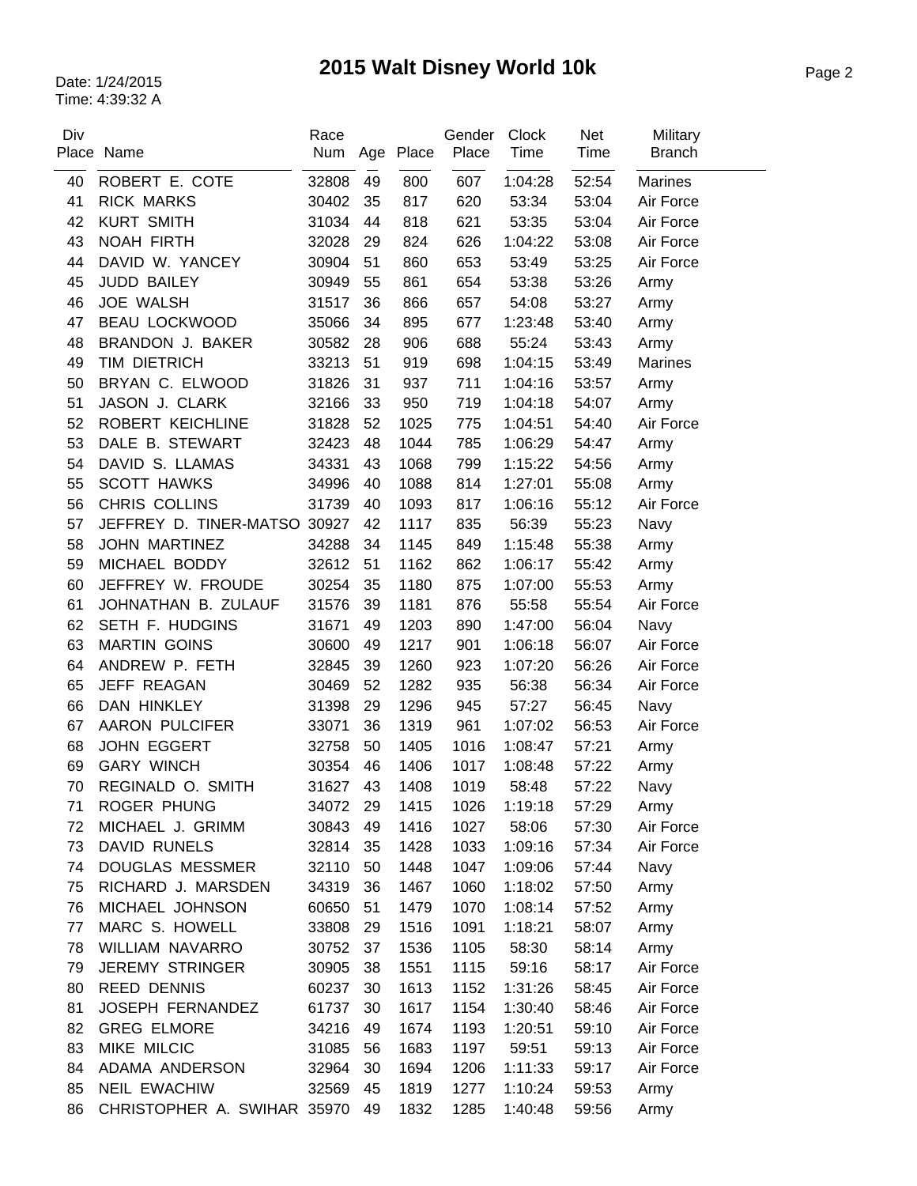# 2015 Walt Disney World 10k

Date: 1/24/2015
Time: 4:39:32 A

| Div Place | Name | Race Num | Age | Place | Gender Place | Clock Time | Net Time | Military Branch |
|---|---|---|---|---|---|---|---|---|
| 40 | ROBERT E. COTE | 32808 | 49 | 800 | 607 | 1:04:28 | 52:54 | Marines |
| 41 | RICK MARKS | 30402 | 35 | 817 | 620 | 53:34 | 53:04 | Air Force |
| 42 | KURT SMITH | 31034 | 44 | 818 | 621 | 53:35 | 53:04 | Air Force |
| 43 | NOAH FIRTH | 32028 | 29 | 824 | 626 | 1:04:22 | 53:08 | Air Force |
| 44 | DAVID W. YANCEY | 30904 | 51 | 860 | 653 | 53:49 | 53:25 | Air Force |
| 45 | JUDD BAILEY | 30949 | 55 | 861 | 654 | 53:38 | 53:26 | Army |
| 46 | JOE WALSH | 31517 | 36 | 866 | 657 | 54:08 | 53:27 | Army |
| 47 | BEAU LOCKWOOD | 35066 | 34 | 895 | 677 | 1:23:48 | 53:40 | Army |
| 48 | BRANDON J. BAKER | 30582 | 28 | 906 | 688 | 55:24 | 53:43 | Army |
| 49 | TIM DIETRICH | 33213 | 51 | 919 | 698 | 1:04:15 | 53:49 | Marines |
| 50 | BRYAN C. ELWOOD | 31826 | 31 | 937 | 711 | 1:04:16 | 53:57 | Army |
| 51 | JASON J. CLARK | 32166 | 33 | 950 | 719 | 1:04:18 | 54:07 | Army |
| 52 | ROBERT KEICHLINE | 31828 | 52 | 1025 | 775 | 1:04:51 | 54:40 | Air Force |
| 53 | DALE B. STEWART | 32423 | 48 | 1044 | 785 | 1:06:29 | 54:47 | Army |
| 54 | DAVID S. LLAMAS | 34331 | 43 | 1068 | 799 | 1:15:22 | 54:56 | Army |
| 55 | SCOTT HAWKS | 34996 | 40 | 1088 | 814 | 1:27:01 | 55:08 | Army |
| 56 | CHRIS COLLINS | 31739 | 40 | 1093 | 817 | 1:06:16 | 55:12 | Air Force |
| 57 | JEFFREY D. TINER-MATSO | 30927 | 42 | 1117 | 835 | 56:39 | 55:23 | Navy |
| 58 | JOHN MARTINEZ | 34288 | 34 | 1145 | 849 | 1:15:48 | 55:38 | Army |
| 59 | MICHAEL BODDY | 32612 | 51 | 1162 | 862 | 1:06:17 | 55:42 | Army |
| 60 | JEFFREY W. FROUDE | 30254 | 35 | 1180 | 875 | 1:07:00 | 55:53 | Army |
| 61 | JOHNATHAN B. ZULAUF | 31576 | 39 | 1181 | 876 | 55:58 | 55:54 | Air Force |
| 62 | SETH F. HUDGINS | 31671 | 49 | 1203 | 890 | 1:47:00 | 56:04 | Navy |
| 63 | MARTIN GOINS | 30600 | 49 | 1217 | 901 | 1:06:18 | 56:07 | Air Force |
| 64 | ANDREW P. FETH | 32845 | 39 | 1260 | 923 | 1:07:20 | 56:26 | Air Force |
| 65 | JEFF REAGAN | 30469 | 52 | 1282 | 935 | 56:38 | 56:34 | Air Force |
| 66 | DAN HINKLEY | 31398 | 29 | 1296 | 945 | 57:27 | 56:45 | Navy |
| 67 | AARON PULCIFER | 33071 | 36 | 1319 | 961 | 1:07:02 | 56:53 | Air Force |
| 68 | JOHN EGGERT | 32758 | 50 | 1405 | 1016 | 1:08:47 | 57:21 | Army |
| 69 | GARY WINCH | 30354 | 46 | 1406 | 1017 | 1:08:48 | 57:22 | Army |
| 70 | REGINALD O. SMITH | 31627 | 43 | 1408 | 1019 | 58:48 | 57:22 | Navy |
| 71 | ROGER PHUNG | 34072 | 29 | 1415 | 1026 | 1:19:18 | 57:29 | Army |
| 72 | MICHAEL J. GRIMM | 30843 | 49 | 1416 | 1027 | 58:06 | 57:30 | Air Force |
| 73 | DAVID RUNELS | 32814 | 35 | 1428 | 1033 | 1:09:16 | 57:34 | Air Force |
| 74 | DOUGLAS MESSMER | 32110 | 50 | 1448 | 1047 | 1:09:06 | 57:44 | Navy |
| 75 | RICHARD J. MARSDEN | 34319 | 36 | 1467 | 1060 | 1:18:02 | 57:50 | Army |
| 76 | MICHAEL JOHNSON | 60650 | 51 | 1479 | 1070 | 1:08:14 | 57:52 | Army |
| 77 | MARC S. HOWELL | 33808 | 29 | 1516 | 1091 | 1:18:21 | 58:07 | Army |
| 78 | WILLIAM NAVARRO | 30752 | 37 | 1536 | 1105 | 58:30 | 58:14 | Army |
| 79 | JEREMY STRINGER | 30905 | 38 | 1551 | 1115 | 59:16 | 58:17 | Air Force |
| 80 | REED DENNIS | 60237 | 30 | 1613 | 1152 | 1:31:26 | 58:45 | Air Force |
| 81 | JOSEPH FERNANDEZ | 61737 | 30 | 1617 | 1154 | 1:30:40 | 58:46 | Air Force |
| 82 | GREG ELMORE | 34216 | 49 | 1674 | 1193 | 1:20:51 | 59:10 | Air Force |
| 83 | MIKE MILCIC | 31085 | 56 | 1683 | 1197 | 59:51 | 59:13 | Air Force |
| 84 | ADAMA ANDERSON | 32964 | 30 | 1694 | 1206 | 1:11:33 | 59:17 | Air Force |
| 85 | NEIL EWACHIW | 32569 | 45 | 1819 | 1277 | 1:10:24 | 59:53 | Army |
| 86 | CHRISTOPHER A. SWIHAR | 35970 | 49 | 1832 | 1285 | 1:40:48 | 59:56 | Army |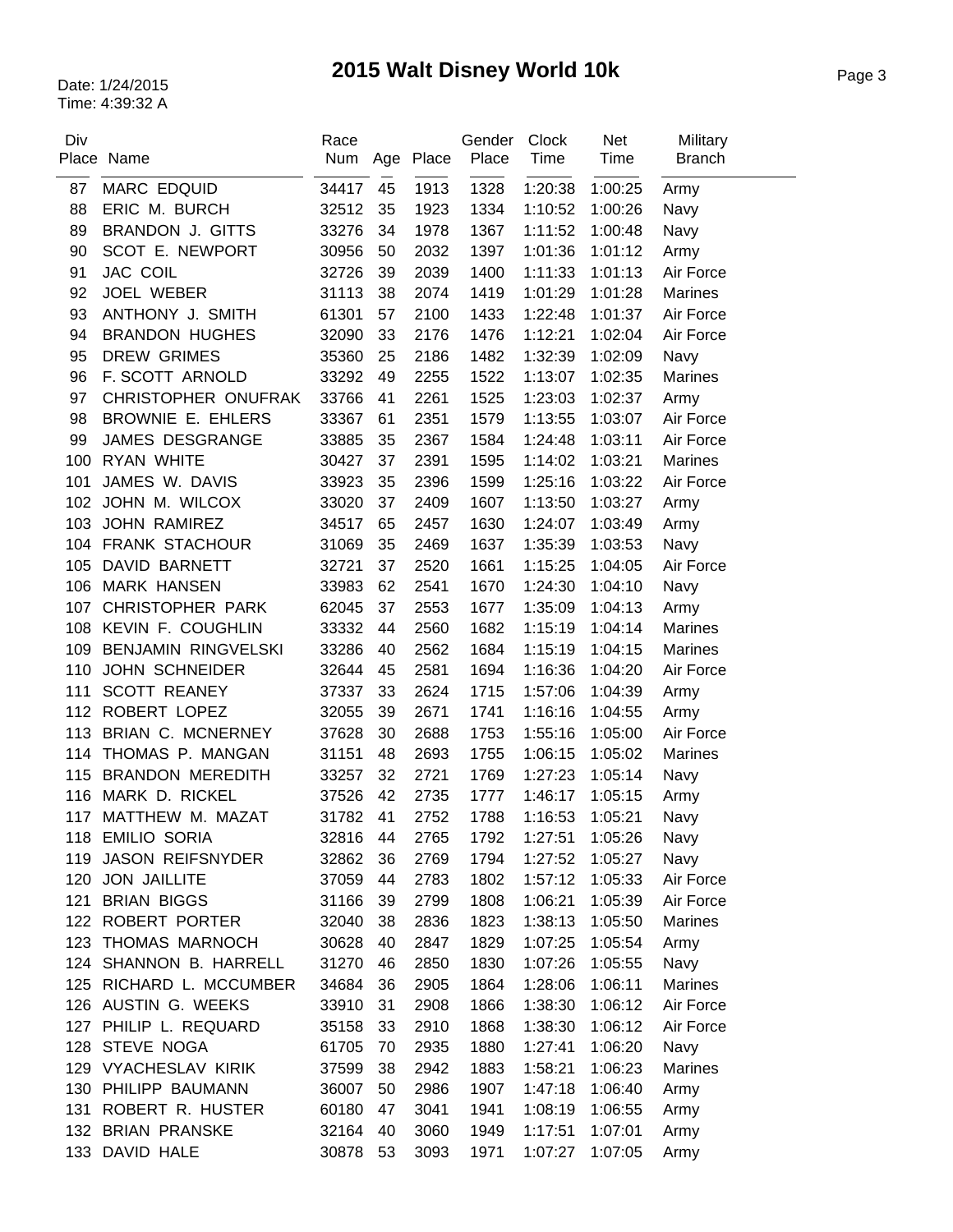# 2015 Walt Disney World 10k

Date: 1/24/2015
Time: 4:39:32 A

| Div Place | Name | Race Num | Age | Place | Gender Place | Clock Time | Net Time | Military Branch |
|---|---|---|---|---|---|---|---|---|
| 87 | MARC EDQUID | 34417 | 45 | 1913 | 1328 | 1:20:38 | 1:00:25 | Army |
| 88 | ERIC M. BURCH | 32512 | 35 | 1923 | 1334 | 1:10:52 | 1:00:26 | Navy |
| 89 | BRANDON J. GITTS | 33276 | 34 | 1978 | 1367 | 1:11:52 | 1:00:48 | Navy |
| 90 | SCOT E. NEWPORT | 30956 | 50 | 2032 | 1397 | 1:01:36 | 1:01:12 | Army |
| 91 | JAC COIL | 32726 | 39 | 2039 | 1400 | 1:11:33 | 1:01:13 | Air Force |
| 92 | JOEL WEBER | 31113 | 38 | 2074 | 1419 | 1:01:29 | 1:01:28 | Marines |
| 93 | ANTHONY J. SMITH | 61301 | 57 | 2100 | 1433 | 1:22:48 | 1:01:37 | Air Force |
| 94 | BRANDON HUGHES | 32090 | 33 | 2176 | 1476 | 1:12:21 | 1:02:04 | Air Force |
| 95 | DREW GRIMES | 35360 | 25 | 2186 | 1482 | 1:32:39 | 1:02:09 | Navy |
| 96 | F. SCOTT ARNOLD | 33292 | 49 | 2255 | 1522 | 1:13:07 | 1:02:35 | Marines |
| 97 | CHRISTOPHER ONUFRAK | 33766 | 41 | 2261 | 1525 | 1:23:03 | 1:02:37 | Army |
| 98 | BROWNIE E. EHLERS | 33367 | 61 | 2351 | 1579 | 1:13:55 | 1:03:07 | Air Force |
| 99 | JAMES DESGRANGE | 33885 | 35 | 2367 | 1584 | 1:24:48 | 1:03:11 | Air Force |
| 100 | RYAN WHITE | 30427 | 37 | 2391 | 1595 | 1:14:02 | 1:03:21 | Marines |
| 101 | JAMES W. DAVIS | 33923 | 35 | 2396 | 1599 | 1:25:16 | 1:03:22 | Air Force |
| 102 | JOHN M. WILCOX | 33020 | 37 | 2409 | 1607 | 1:13:50 | 1:03:27 | Army |
| 103 | JOHN RAMIREZ | 34517 | 65 | 2457 | 1630 | 1:24:07 | 1:03:49 | Army |
| 104 | FRANK STACHOUR | 31069 | 35 | 2469 | 1637 | 1:35:39 | 1:03:53 | Navy |
| 105 | DAVID BARNETT | 32721 | 37 | 2520 | 1661 | 1:15:25 | 1:04:05 | Air Force |
| 106 | MARK HANSEN | 33983 | 62 | 2541 | 1670 | 1:24:30 | 1:04:10 | Navy |
| 107 | CHRISTOPHER PARK | 62045 | 37 | 2553 | 1677 | 1:35:09 | 1:04:13 | Army |
| 108 | KEVIN F. COUGHLIN | 33332 | 44 | 2560 | 1682 | 1:15:19 | 1:04:14 | Marines |
| 109 | BENJAMIN RINGVELSKI | 33286 | 40 | 2562 | 1684 | 1:15:19 | 1:04:15 | Marines |
| 110 | JOHN SCHNEIDER | 32644 | 45 | 2581 | 1694 | 1:16:36 | 1:04:20 | Air Force |
| 111 | SCOTT REANEY | 37337 | 33 | 2624 | 1715 | 1:57:06 | 1:04:39 | Army |
| 112 | ROBERT LOPEZ | 32055 | 39 | 2671 | 1741 | 1:16:16 | 1:04:55 | Army |
| 113 | BRIAN C. MCNERNEY | 37628 | 30 | 2688 | 1753 | 1:55:16 | 1:05:00 | Air Force |
| 114 | THOMAS P. MANGAN | 31151 | 48 | 2693 | 1755 | 1:06:15 | 1:05:02 | Marines |
| 115 | BRANDON MEREDITH | 33257 | 32 | 2721 | 1769 | 1:27:23 | 1:05:14 | Navy |
| 116 | MARK D. RICKEL | 37526 | 42 | 2735 | 1777 | 1:46:17 | 1:05:15 | Army |
| 117 | MATTHEW M. MAZAT | 31782 | 41 | 2752 | 1788 | 1:16:53 | 1:05:21 | Navy |
| 118 | EMILIO SORIA | 32816 | 44 | 2765 | 1792 | 1:27:51 | 1:05:26 | Navy |
| 119 | JASON REIFSNYDER | 32862 | 36 | 2769 | 1794 | 1:27:52 | 1:05:27 | Navy |
| 120 | JON JAILLITE | 37059 | 44 | 2783 | 1802 | 1:57:12 | 1:05:33 | Air Force |
| 121 | BRIAN BIGGS | 31166 | 39 | 2799 | 1808 | 1:06:21 | 1:05:39 | Air Force |
| 122 | ROBERT PORTER | 32040 | 38 | 2836 | 1823 | 1:38:13 | 1:05:50 | Marines |
| 123 | THOMAS MARNOCH | 30628 | 40 | 2847 | 1829 | 1:07:25 | 1:05:54 | Army |
| 124 | SHANNON B. HARRELL | 31270 | 46 | 2850 | 1830 | 1:07:26 | 1:05:55 | Navy |
| 125 | RICHARD L. MCCUMBER | 34684 | 36 | 2905 | 1864 | 1:28:06 | 1:06:11 | Marines |
| 126 | AUSTIN G. WEEKS | 33910 | 31 | 2908 | 1866 | 1:38:30 | 1:06:12 | Air Force |
| 127 | PHILIP L. REQUARD | 35158 | 33 | 2910 | 1868 | 1:38:30 | 1:06:12 | Air Force |
| 128 | STEVE NOGA | 61705 | 70 | 2935 | 1880 | 1:27:41 | 1:06:20 | Navy |
| 129 | VYACHESLAV KIRIK | 37599 | 38 | 2942 | 1883 | 1:58:21 | 1:06:23 | Marines |
| 130 | PHILIPP BAUMANN | 36007 | 50 | 2986 | 1907 | 1:47:18 | 1:06:40 | Army |
| 131 | ROBERT R. HUSTER | 60180 | 47 | 3041 | 1941 | 1:08:19 | 1:06:55 | Army |
| 132 | BRIAN PRANSKE | 32164 | 40 | 3060 | 1949 | 1:17:51 | 1:07:01 | Army |
| 133 | DAVID HALE | 30878 | 53 | 3093 | 1971 | 1:07:27 | 1:07:05 | Army |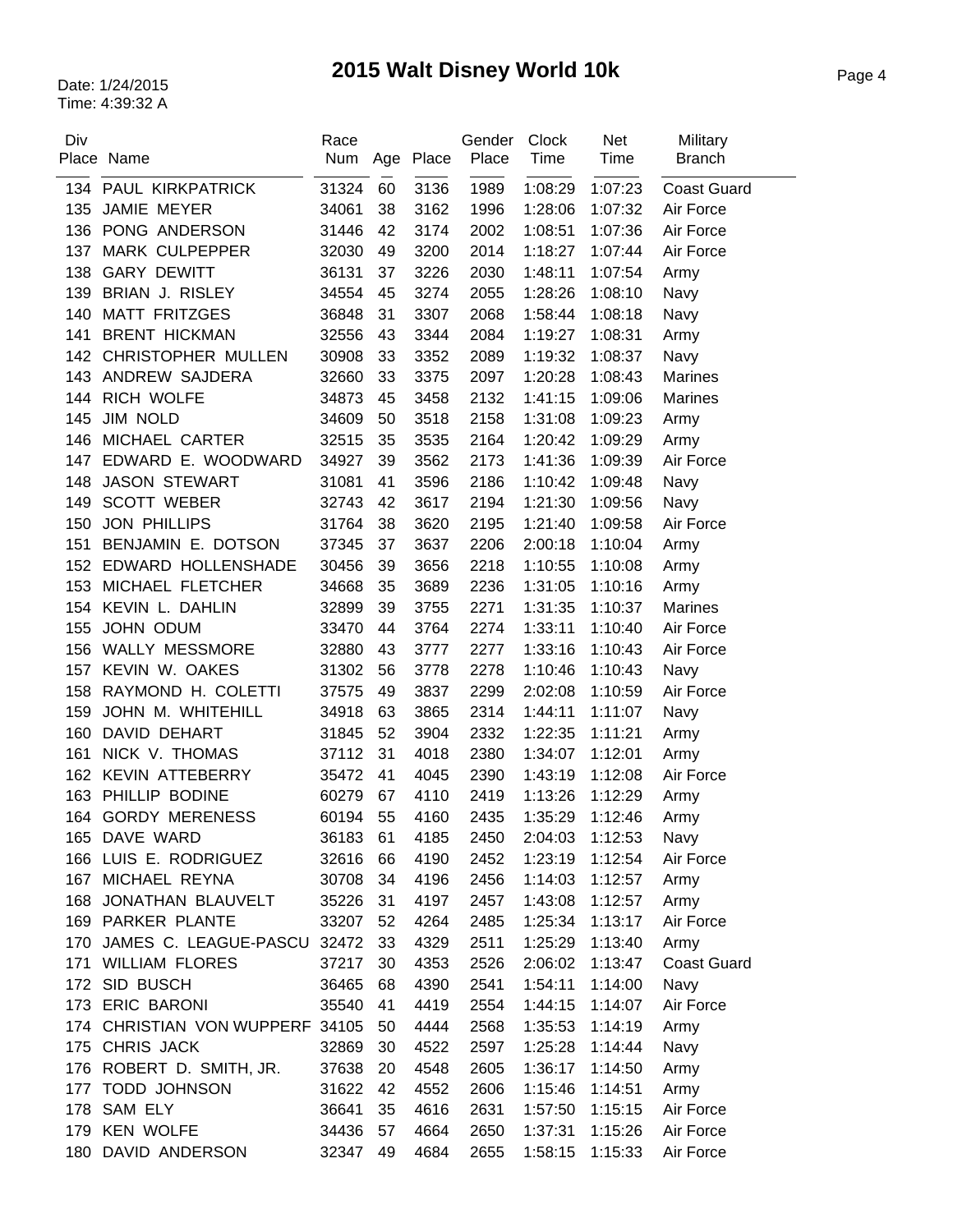# 2015 Walt Disney World 10k

Date: 1/24/2015
Time: 4:39:32 A

| Div Place | Name | Race Num | Age | Place | Gender Place | Clock Time | Net Time | Military Branch |
|---|---|---|---|---|---|---|---|---|
| 134 | PAUL KIRKPATRICK | 31324 | 60 | 3136 | 1989 | 1:08:29 | 1:07:23 | Coast Guard |
| 135 | JAMIE MEYER | 34061 | 38 | 3162 | 1996 | 1:28:06 | 1:07:32 | Air Force |
| 136 | PONG ANDERSON | 31446 | 42 | 3174 | 2002 | 1:08:51 | 1:07:36 | Air Force |
| 137 | MARK CULPEPPER | 32030 | 49 | 3200 | 2014 | 1:18:27 | 1:07:44 | Air Force |
| 138 | GARY DEWITT | 36131 | 37 | 3226 | 2030 | 1:48:11 | 1:07:54 | Army |
| 139 | BRIAN J. RISLEY | 34554 | 45 | 3274 | 2055 | 1:28:26 | 1:08:10 | Navy |
| 140 | MATT FRITZGES | 36848 | 31 | 3307 | 2068 | 1:58:44 | 1:08:18 | Navy |
| 141 | BRENT HICKMAN | 32556 | 43 | 3344 | 2084 | 1:19:27 | 1:08:31 | Army |
| 142 | CHRISTOPHER MULLEN | 30908 | 33 | 3352 | 2089 | 1:19:32 | 1:08:37 | Navy |
| 143 | ANDREW SAJDERA | 32660 | 33 | 3375 | 2097 | 1:20:28 | 1:08:43 | Marines |
| 144 | RICH WOLFE | 34873 | 45 | 3458 | 2132 | 1:41:15 | 1:09:06 | Marines |
| 145 | JIM NOLD | 34609 | 50 | 3518 | 2158 | 1:31:08 | 1:09:23 | Army |
| 146 | MICHAEL CARTER | 32515 | 35 | 3535 | 2164 | 1:20:42 | 1:09:29 | Army |
| 147 | EDWARD E. WOODWARD | 34927 | 39 | 3562 | 2173 | 1:41:36 | 1:09:39 | Air Force |
| 148 | JASON STEWART | 31081 | 41 | 3596 | 2186 | 1:10:42 | 1:09:48 | Navy |
| 149 | SCOTT WEBER | 32743 | 42 | 3617 | 2194 | 1:21:30 | 1:09:56 | Navy |
| 150 | JON PHILLIPS | 31764 | 38 | 3620 | 2195 | 1:21:40 | 1:09:58 | Air Force |
| 151 | BENJAMIN E. DOTSON | 37345 | 37 | 3637 | 2206 | 2:00:18 | 1:10:04 | Army |
| 152 | EDWARD HOLLENSHADE | 30456 | 39 | 3656 | 2218 | 1:10:55 | 1:10:08 | Army |
| 153 | MICHAEL FLETCHER | 34668 | 35 | 3689 | 2236 | 1:31:05 | 1:10:16 | Army |
| 154 | KEVIN L. DAHLIN | 32899 | 39 | 3755 | 2271 | 1:31:35 | 1:10:37 | Marines |
| 155 | JOHN ODUM | 33470 | 44 | 3764 | 2274 | 1:33:11 | 1:10:40 | Air Force |
| 156 | WALLY MESSMORE | 32880 | 43 | 3777 | 2277 | 1:33:16 | 1:10:43 | Air Force |
| 157 | KEVIN W. OAKES | 31302 | 56 | 3778 | 2278 | 1:10:46 | 1:10:43 | Navy |
| 158 | RAYMOND H. COLETTI | 37575 | 49 | 3837 | 2299 | 2:02:08 | 1:10:59 | Air Force |
| 159 | JOHN M. WHITEHILL | 34918 | 63 | 3865 | 2314 | 1:44:11 | 1:11:07 | Navy |
| 160 | DAVID DEHART | 31845 | 52 | 3904 | 2332 | 1:22:35 | 1:11:21 | Army |
| 161 | NICK V. THOMAS | 37112 | 31 | 4018 | 2380 | 1:34:07 | 1:12:01 | Army |
| 162 | KEVIN ATTEBERRY | 35472 | 41 | 4045 | 2390 | 1:43:19 | 1:12:08 | Air Force |
| 163 | PHILLIP BODINE | 60279 | 67 | 4110 | 2419 | 1:13:26 | 1:12:29 | Army |
| 164 | GORDY MERENESS | 60194 | 55 | 4160 | 2435 | 1:35:29 | 1:12:46 | Army |
| 165 | DAVE WARD | 36183 | 61 | 4185 | 2450 | 2:04:03 | 1:12:53 | Navy |
| 166 | LUIS E. RODRIGUEZ | 32616 | 66 | 4190 | 2452 | 1:23:19 | 1:12:54 | Air Force |
| 167 | MICHAEL REYNA | 30708 | 34 | 4196 | 2456 | 1:14:03 | 1:12:57 | Army |
| 168 | JONATHAN BLAUVELT | 35226 | 31 | 4197 | 2457 | 1:43:08 | 1:12:57 | Army |
| 169 | PARKER PLANTE | 33207 | 52 | 4264 | 2485 | 1:25:34 | 1:13:17 | Air Force |
| 170 | JAMES C. LEAGUE-PASCU | 32472 | 33 | 4329 | 2511 | 1:25:29 | 1:13:40 | Army |
| 171 | WILLIAM FLORES | 37217 | 30 | 4353 | 2526 | 2:06:02 | 1:13:47 | Coast Guard |
| 172 | SID BUSCH | 36465 | 68 | 4390 | 2541 | 1:54:11 | 1:14:00 | Navy |
| 173 | ERIC BARONI | 35540 | 41 | 4419 | 2554 | 1:44:15 | 1:14:07 | Air Force |
| 174 | CHRISTIAN VON WUPPERF | 34105 | 50 | 4444 | 2568 | 1:35:53 | 1:14:19 | Army |
| 175 | CHRIS JACK | 32869 | 30 | 4522 | 2597 | 1:25:28 | 1:14:44 | Navy |
| 176 | ROBERT D. SMITH, JR. | 37638 | 20 | 4548 | 2605 | 1:36:17 | 1:14:50 | Army |
| 177 | TODD JOHNSON | 31622 | 42 | 4552 | 2606 | 1:15:46 | 1:14:51 | Army |
| 178 | SAM ELY | 36641 | 35 | 4616 | 2631 | 1:57:50 | 1:15:15 | Air Force |
| 179 | KEN WOLFE | 34436 | 57 | 4664 | 2650 | 1:37:31 | 1:15:26 | Air Force |
| 180 | DAVID ANDERSON | 32347 | 49 | 4684 | 2655 | 1:58:15 | 1:15:33 | Air Force |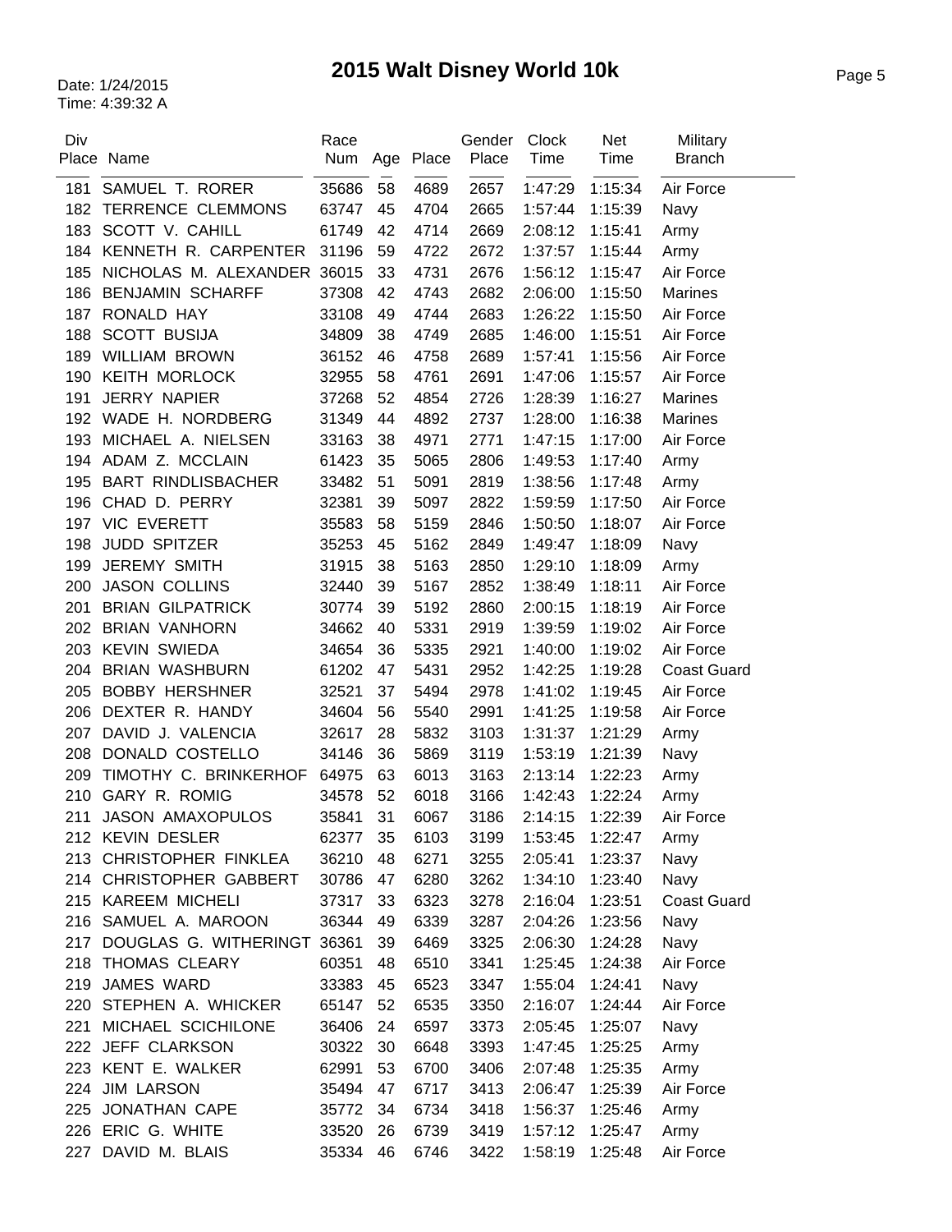# 2015 Walt Disney World 10k

Date: 1/24/2015
Time: 4:39:32 A

| Div Place | Name | Race Num | Age | Place | Gender Place | Clock Time | Net Time | Military Branch |
|---|---|---|---|---|---|---|---|---|
| 181 | SAMUEL T. RORER | 35686 | 58 | 4689 | 2657 | 1:47:29 | 1:15:34 | Air Force |
| 182 | TERRENCE CLEMMONS | 63747 | 45 | 4704 | 2665 | 1:57:44 | 1:15:39 | Navy |
| 183 | SCOTT V. CAHILL | 61749 | 42 | 4714 | 2669 | 2:08:12 | 1:15:41 | Army |
| 184 | KENNETH R. CARPENTER | 31196 | 59 | 4722 | 2672 | 1:37:57 | 1:15:44 | Army |
| 185 | NICHOLAS M. ALEXANDER | 36015 | 33 | 4731 | 2676 | 1:56:12 | 1:15:47 | Air Force |
| 186 | BENJAMIN SCHARFF | 37308 | 42 | 4743 | 2682 | 2:06:00 | 1:15:50 | Marines |
| 187 | RONALD HAY | 33108 | 49 | 4744 | 2683 | 1:26:22 | 1:15:50 | Air Force |
| 188 | SCOTT BUSIJA | 34809 | 38 | 4749 | 2685 | 1:46:00 | 1:15:51 | Air Force |
| 189 | WILLIAM BROWN | 36152 | 46 | 4758 | 2689 | 1:57:41 | 1:15:56 | Air Force |
| 190 | KEITH MORLOCK | 32955 | 58 | 4761 | 2691 | 1:47:06 | 1:15:57 | Air Force |
| 191 | JERRY NAPIER | 37268 | 52 | 4854 | 2726 | 1:28:39 | 1:16:27 | Marines |
| 192 | WADE H. NORDBERG | 31349 | 44 | 4892 | 2737 | 1:28:00 | 1:16:38 | Marines |
| 193 | MICHAEL A. NIELSEN | 33163 | 38 | 4971 | 2771 | 1:47:15 | 1:17:00 | Air Force |
| 194 | ADAM Z. MCCLAIN | 61423 | 35 | 5065 | 2806 | 1:49:53 | 1:17:40 | Army |
| 195 | BART RINDLISBACHER | 33482 | 51 | 5091 | 2819 | 1:38:56 | 1:17:48 | Army |
| 196 | CHAD D. PERRY | 32381 | 39 | 5097 | 2822 | 1:59:59 | 1:17:50 | Air Force |
| 197 | VIC EVERETT | 35583 | 58 | 5159 | 2846 | 1:50:50 | 1:18:07 | Air Force |
| 198 | JUDD SPITZER | 35253 | 45 | 5162 | 2849 | 1:49:47 | 1:18:09 | Navy |
| 199 | JEREMY SMITH | 31915 | 38 | 5163 | 2850 | 1:29:10 | 1:18:09 | Army |
| 200 | JASON COLLINS | 32440 | 39 | 5167 | 2852 | 1:38:49 | 1:18:11 | Air Force |
| 201 | BRIAN GILPATRICK | 30774 | 39 | 5192 | 2860 | 2:00:15 | 1:18:19 | Air Force |
| 202 | BRIAN VANHORN | 34662 | 40 | 5331 | 2919 | 1:39:59 | 1:19:02 | Air Force |
| 203 | KEVIN SWIEDA | 34654 | 36 | 5335 | 2921 | 1:40:00 | 1:19:02 | Air Force |
| 204 | BRIAN WASHBURN | 61202 | 47 | 5431 | 2952 | 1:42:25 | 1:19:28 | Coast Guard |
| 205 | BOBBY HERSHNER | 32521 | 37 | 5494 | 2978 | 1:41:02 | 1:19:45 | Air Force |
| 206 | DEXTER R. HANDY | 34604 | 56 | 5540 | 2991 | 1:41:25 | 1:19:58 | Air Force |
| 207 | DAVID J. VALENCIA | 32617 | 28 | 5832 | 3103 | 1:31:37 | 1:21:29 | Army |
| 208 | DONALD COSTELLO | 34146 | 36 | 5869 | 3119 | 1:53:19 | 1:21:39 | Navy |
| 209 | TIMOTHY C. BRINKERHOF | 64975 | 63 | 6013 | 3163 | 2:13:14 | 1:22:23 | Army |
| 210 | GARY R. ROMIG | 34578 | 52 | 6018 | 3166 | 1:42:43 | 1:22:24 | Army |
| 211 | JASON AMAXOPULOS | 35841 | 31 | 6067 | 3186 | 2:14:15 | 1:22:39 | Air Force |
| 212 | KEVIN DESLER | 62377 | 35 | 6103 | 3199 | 1:53:45 | 1:22:47 | Army |
| 213 | CHRISTOPHER FINKLEA | 36210 | 48 | 6271 | 3255 | 2:05:41 | 1:23:37 | Navy |
| 214 | CHRISTOPHER GABBERT | 30786 | 47 | 6280 | 3262 | 1:34:10 | 1:23:40 | Navy |
| 215 | KAREEM MICHELI | 37317 | 33 | 6323 | 3278 | 2:16:04 | 1:23:51 | Coast Guard |
| 216 | SAMUEL A. MAROON | 36344 | 49 | 6339 | 3287 | 2:04:26 | 1:23:56 | Navy |
| 217 | DOUGLAS G. WITHERINGT | 36361 | 39 | 6469 | 3325 | 2:06:30 | 1:24:28 | Navy |
| 218 | THOMAS CLEARY | 60351 | 48 | 6510 | 3341 | 1:25:45 | 1:24:38 | Air Force |
| 219 | JAMES WARD | 33383 | 45 | 6523 | 3347 | 1:55:04 | 1:24:41 | Navy |
| 220 | STEPHEN A. WHICKER | 65147 | 52 | 6535 | 3350 | 2:16:07 | 1:24:44 | Air Force |
| 221 | MICHAEL SCICHILONE | 36406 | 24 | 6597 | 3373 | 2:05:45 | 1:25:07 | Navy |
| 222 | JEFF CLARKSON | 30322 | 30 | 6648 | 3393 | 1:47:45 | 1:25:25 | Army |
| 223 | KENT E. WALKER | 62991 | 53 | 6700 | 3406 | 2:07:48 | 1:25:35 | Army |
| 224 | JIM LARSON | 35494 | 47 | 6717 | 3413 | 2:06:47 | 1:25:39 | Air Force |
| 225 | JONATHAN CAPE | 35772 | 34 | 6734 | 3418 | 1:56:37 | 1:25:46 | Army |
| 226 | ERIC G. WHITE | 33520 | 26 | 6739 | 3419 | 1:57:12 | 1:25:47 | Army |
| 227 | DAVID M. BLAIS | 35334 | 46 | 6746 | 3422 | 1:58:19 | 1:25:48 | Air Force |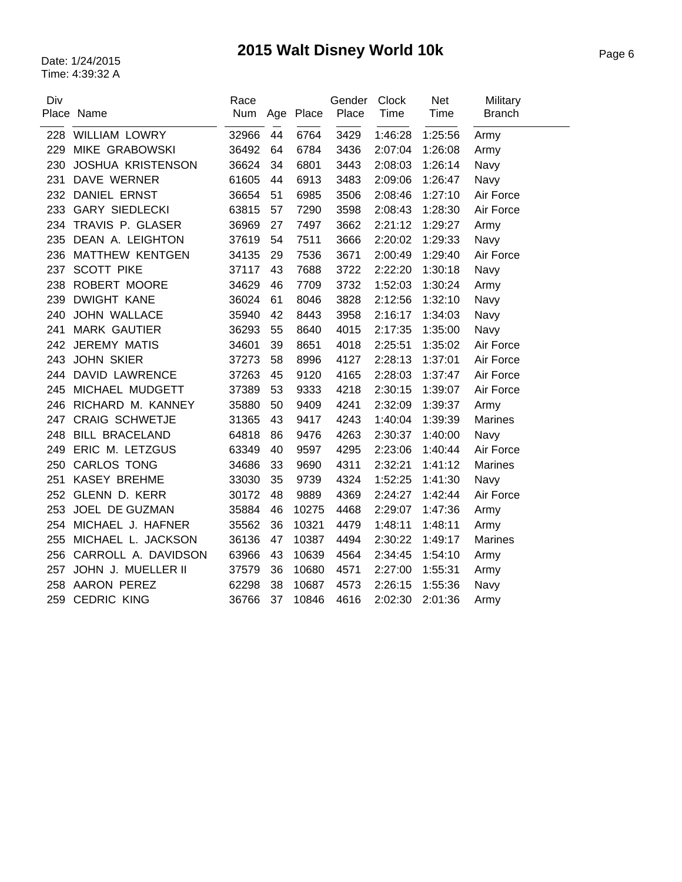# 2015 Walt Disney World 10k

Date: 1/24/2015
Time: 4:39:32 A

| Div Place | Name | Race Num | Age | Place | Gender Place | Clock Time | Net Time | Military Branch |
|---|---|---|---|---|---|---|---|---|
| 228 | WILLIAM LOWRY | 32966 | 44 | 6764 | 3429 | 1:46:28 | 1:25:56 | Army |
| 229 | MIKE GRABOWSKI | 36492 | 64 | 6784 | 3436 | 2:07:04 | 1:26:08 | Army |
| 230 | JOSHUA KRISTENSON | 36624 | 34 | 6801 | 3443 | 2:08:03 | 1:26:14 | Navy |
| 231 | DAVE WERNER | 61605 | 44 | 6913 | 3483 | 2:09:06 | 1:26:47 | Navy |
| 232 | DANIEL ERNST | 36654 | 51 | 6985 | 3506 | 2:08:46 | 1:27:10 | Air Force |
| 233 | GARY SIEDLECKI | 63815 | 57 | 7290 | 3598 | 2:08:43 | 1:28:30 | Air Force |
| 234 | TRAVIS P. GLASER | 36969 | 27 | 7497 | 3662 | 2:21:12 | 1:29:27 | Army |
| 235 | DEAN A. LEIGHTON | 37619 | 54 | 7511 | 3666 | 2:20:02 | 1:29:33 | Navy |
| 236 | MATTHEW KENTGEN | 34135 | 29 | 7536 | 3671 | 2:00:49 | 1:29:40 | Air Force |
| 237 | SCOTT PIKE | 37117 | 43 | 7688 | 3722 | 2:22:20 | 1:30:18 | Navy |
| 238 | ROBERT MOORE | 34629 | 46 | 7709 | 3732 | 1:52:03 | 1:30:24 | Army |
| 239 | DWIGHT KANE | 36024 | 61 | 8046 | 3828 | 2:12:56 | 1:32:10 | Navy |
| 240 | JOHN WALLACE | 35940 | 42 | 8443 | 3958 | 2:16:17 | 1:34:03 | Navy |
| 241 | MARK GAUTIER | 36293 | 55 | 8640 | 4015 | 2:17:35 | 1:35:00 | Navy |
| 242 | JEREMY MATIS | 34601 | 39 | 8651 | 4018 | 2:25:51 | 1:35:02 | Air Force |
| 243 | JOHN SKIER | 37273 | 58 | 8996 | 4127 | 2:28:13 | 1:37:01 | Air Force |
| 244 | DAVID LAWRENCE | 37263 | 45 | 9120 | 4165 | 2:28:03 | 1:37:47 | Air Force |
| 245 | MICHAEL MUDGETT | 37389 | 53 | 9333 | 4218 | 2:30:15 | 1:39:07 | Air Force |
| 246 | RICHARD M. KANNEY | 35880 | 50 | 9409 | 4241 | 2:32:09 | 1:39:37 | Army |
| 247 | CRAIG SCHWETJE | 31365 | 43 | 9417 | 4243 | 1:40:04 | 1:39:39 | Marines |
| 248 | BILL BRACELAND | 64818 | 86 | 9476 | 4263 | 2:30:37 | 1:40:00 | Navy |
| 249 | ERIC M. LETZGUS | 63349 | 40 | 9597 | 4295 | 2:23:06 | 1:40:44 | Air Force |
| 250 | CARLOS TONG | 34686 | 33 | 9690 | 4311 | 2:32:21 | 1:41:12 | Marines |
| 251 | KASEY BREHME | 33030 | 35 | 9739 | 4324 | 1:52:25 | 1:41:30 | Navy |
| 252 | GLENN D. KERR | 30172 | 48 | 9889 | 4369 | 2:24:27 | 1:42:44 | Air Force |
| 253 | JOEL DE GUZMAN | 35884 | 46 | 10275 | 4468 | 2:29:07 | 1:47:36 | Army |
| 254 | MICHAEL J. HAFNER | 35562 | 36 | 10321 | 4479 | 1:48:11 | 1:48:11 | Army |
| 255 | MICHAEL L. JACKSON | 36136 | 47 | 10387 | 4494 | 2:30:22 | 1:49:17 | Marines |
| 256 | CARROLL A. DAVIDSON | 63966 | 43 | 10639 | 4564 | 2:34:45 | 1:54:10 | Army |
| 257 | JOHN J. MUELLER II | 37579 | 36 | 10680 | 4571 | 2:27:00 | 1:55:31 | Army |
| 258 | AARON PEREZ | 62298 | 38 | 10687 | 4573 | 2:26:15 | 1:55:36 | Navy |
| 259 | CEDRIC KING | 36766 | 37 | 10846 | 4616 | 2:02:30 | 2:01:36 | Army |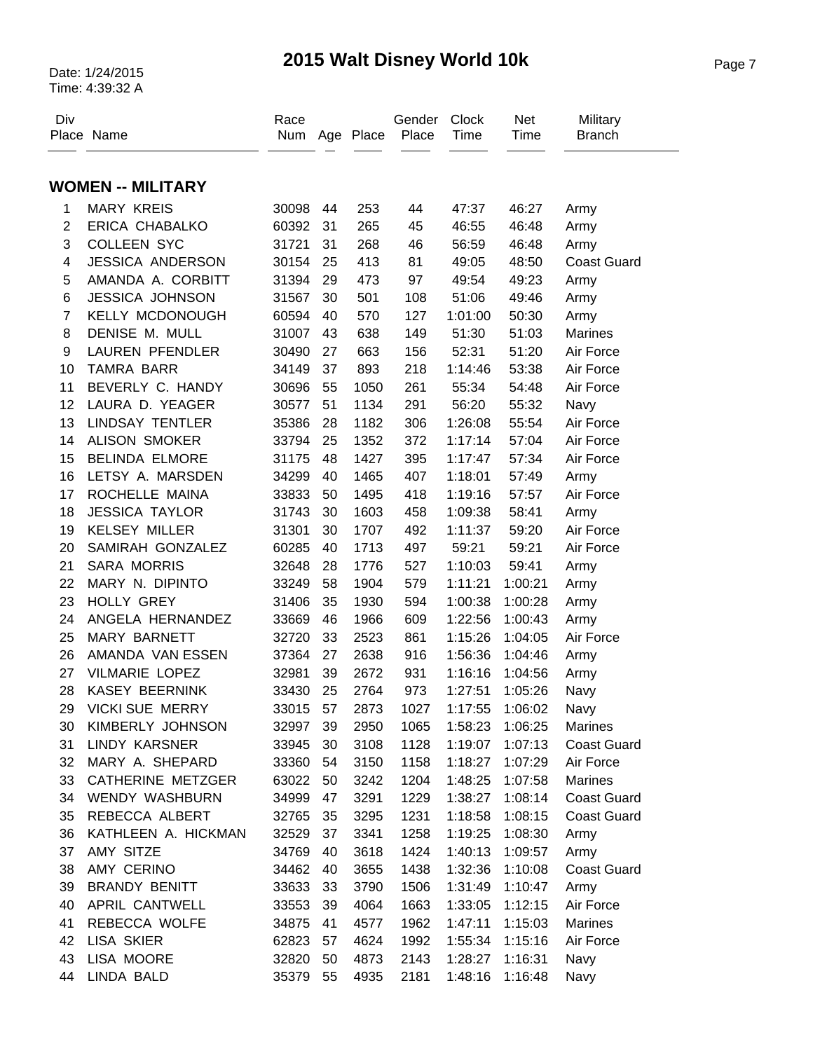# 2015 Walt Disney World 10k

Date: 1/24/2015
Time: 4:39:32 A

## WOMEN -- MILITARY

| Div Place | Name | Race Num | Age | Place | Gender Place | Clock Time | Net Time | Military Branch |
|---|---|---|---|---|---|---|---|---|
| 1 | MARY KREIS | 30098 | 44 | 253 | 44 | 47:37 | 46:27 | Army |
| 2 | ERICA CHABALKO | 60392 | 31 | 265 | 45 | 46:55 | 46:48 | Army |
| 3 | COLLEEN SYC | 31721 | 31 | 268 | 46 | 56:59 | 46:48 | Army |
| 4 | JESSICA ANDERSON | 30154 | 25 | 413 | 81 | 49:05 | 48:50 | Coast Guard |
| 5 | AMANDA A. CORBITT | 31394 | 29 | 473 | 97 | 49:54 | 49:23 | Army |
| 6 | JESSICA JOHNSON | 31567 | 30 | 501 | 108 | 51:06 | 49:46 | Army |
| 7 | KELLY MCDONOUGH | 60594 | 40 | 570 | 127 | 1:01:00 | 50:30 | Army |
| 8 | DENISE M. MULL | 31007 | 43 | 638 | 149 | 51:30 | 51:03 | Marines |
| 9 | LAUREN PFENDLER | 30490 | 27 | 663 | 156 | 52:31 | 51:20 | Air Force |
| 10 | TAMRA BARR | 34149 | 37 | 893 | 218 | 1:14:46 | 53:38 | Air Force |
| 11 | BEVERLY C. HANDY | 30696 | 55 | 1050 | 261 | 55:34 | 54:48 | Air Force |
| 12 | LAURA D. YEAGER | 30577 | 51 | 1134 | 291 | 56:20 | 55:32 | Navy |
| 13 | LINDSAY TENTLER | 35386 | 28 | 1182 | 306 | 1:26:08 | 55:54 | Air Force |
| 14 | ALISON SMOKER | 33794 | 25 | 1352 | 372 | 1:17:14 | 57:04 | Air Force |
| 15 | BELINDA ELMORE | 31175 | 48 | 1427 | 395 | 1:17:47 | 57:34 | Air Force |
| 16 | LETSY A. MARSDEN | 34299 | 40 | 1465 | 407 | 1:18:01 | 57:49 | Army |
| 17 | ROCHELLE MAINA | 33833 | 50 | 1495 | 418 | 1:19:16 | 57:57 | Air Force |
| 18 | JESSICA TAYLOR | 31743 | 30 | 1603 | 458 | 1:09:38 | 58:41 | Army |
| 19 | KELSEY MILLER | 31301 | 30 | 1707 | 492 | 1:11:37 | 59:20 | Air Force |
| 20 | SAMIRAH GONZALEZ | 60285 | 40 | 1713 | 497 | 59:21 | 59:21 | Air Force |
| 21 | SARA MORRIS | 32648 | 28 | 1776 | 527 | 1:10:03 | 59:41 | Army |
| 22 | MARY N. DIPINTO | 33249 | 58 | 1904 | 579 | 1:11:21 | 1:00:21 | Army |
| 23 | HOLLY GREY | 31406 | 35 | 1930 | 594 | 1:00:38 | 1:00:28 | Army |
| 24 | ANGELA HERNANDEZ | 33669 | 46 | 1966 | 609 | 1:22:56 | 1:00:43 | Army |
| 25 | MARY BARNETT | 32720 | 33 | 2523 | 861 | 1:15:26 | 1:04:05 | Air Force |
| 26 | AMANDA VAN ESSEN | 37364 | 27 | 2638 | 916 | 1:56:36 | 1:04:46 | Army |
| 27 | VILMARIE LOPEZ | 32981 | 39 | 2672 | 931 | 1:16:16 | 1:04:56 | Army |
| 28 | KASEY BEERNINK | 33430 | 25 | 2764 | 973 | 1:27:51 | 1:05:26 | Navy |
| 29 | VICKI SUE MERRY | 33015 | 57 | 2873 | 1027 | 1:17:55 | 1:06:02 | Navy |
| 30 | KIMBERLY JOHNSON | 32997 | 39 | 2950 | 1065 | 1:58:23 | 1:06:25 | Marines |
| 31 | LINDY KARSNER | 33945 | 30 | 3108 | 1128 | 1:19:07 | 1:07:13 | Coast Guard |
| 32 | MARY A. SHEPARD | 33360 | 54 | 3150 | 1158 | 1:18:27 | 1:07:29 | Air Force |
| 33 | CATHERINE METZGER | 63022 | 50 | 3242 | 1204 | 1:48:25 | 1:07:58 | Marines |
| 34 | WENDY WASHBURN | 34999 | 47 | 3291 | 1229 | 1:38:27 | 1:08:14 | Coast Guard |
| 35 | REBECCA ALBERT | 32765 | 35 | 3295 | 1231 | 1:18:58 | 1:08:15 | Coast Guard |
| 36 | KATHLEEN A. HICKMAN | 32529 | 37 | 3341 | 1258 | 1:19:25 | 1:08:30 | Army |
| 37 | AMY SITZE | 34769 | 40 | 3618 | 1424 | 1:40:13 | 1:09:57 | Army |
| 38 | AMY CERINO | 34462 | 40 | 3655 | 1438 | 1:32:36 | 1:10:08 | Coast Guard |
| 39 | BRANDY BENITT | 33633 | 33 | 3790 | 1506 | 1:31:49 | 1:10:47 | Army |
| 40 | APRIL CANTWELL | 33553 | 39 | 4064 | 1663 | 1:33:05 | 1:12:15 | Air Force |
| 41 | REBECCA WOLFE | 34875 | 41 | 4577 | 1962 | 1:47:11 | 1:15:03 | Marines |
| 42 | LISA SKIER | 62823 | 57 | 4624 | 1992 | 1:55:34 | 1:15:16 | Air Force |
| 43 | LISA MOORE | 32820 | 50 | 4873 | 2143 | 1:28:27 | 1:16:31 | Navy |
| 44 | LINDA BALD | 35379 | 55 | 4935 | 2181 | 1:48:16 | 1:16:48 | Navy |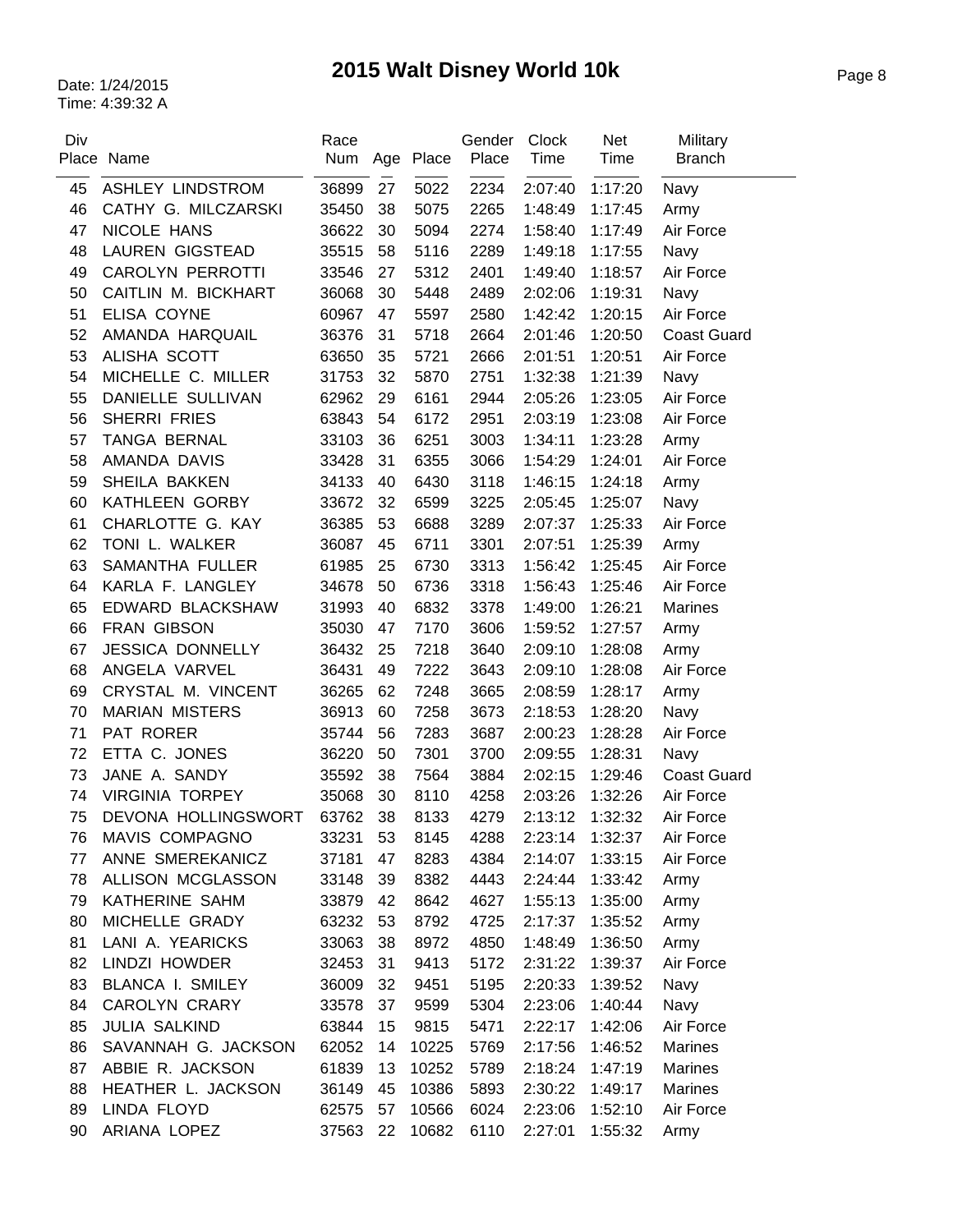# 2015 Walt Disney World 10k

Date: 1/24/2015
Time: 4:39:32 A

| Div Place | Name | Race Num | Age | Place | Gender Place | Clock Time | Net Time | Military Branch |
|---|---|---|---|---|---|---|---|---|
| 45 | ASHLEY LINDSTROM | 36899 | 27 | 5022 | 2234 | 2:07:40 | 1:17:20 | Navy |
| 46 | CATHY G. MILCZARSKI | 35450 | 38 | 5075 | 2265 | 1:48:49 | 1:17:45 | Army |
| 47 | NICOLE HANS | 36622 | 30 | 5094 | 2274 | 1:58:40 | 1:17:49 | Air Force |
| 48 | LAUREN GIGSTEAD | 35515 | 58 | 5116 | 2289 | 1:49:18 | 1:17:55 | Navy |
| 49 | CAROLYN PERROTTI | 33546 | 27 | 5312 | 2401 | 1:49:40 | 1:18:57 | Air Force |
| 50 | CAITLIN M. BICKHART | 36068 | 30 | 5448 | 2489 | 2:02:06 | 1:19:31 | Navy |
| 51 | ELISA COYNE | 60967 | 47 | 5597 | 2580 | 1:42:42 | 1:20:15 | Air Force |
| 52 | AMANDA HARQUAIL | 36376 | 31 | 5718 | 2664 | 2:01:46 | 1:20:50 | Coast Guard |
| 53 | ALISHA SCOTT | 63650 | 35 | 5721 | 2666 | 2:01:51 | 1:20:51 | Air Force |
| 54 | MICHELLE C. MILLER | 31753 | 32 | 5870 | 2751 | 1:32:38 | 1:21:39 | Navy |
| 55 | DANIELLE SULLIVAN | 62962 | 29 | 6161 | 2944 | 2:05:26 | 1:23:05 | Air Force |
| 56 | SHERRI FRIES | 63843 | 54 | 6172 | 2951 | 2:03:19 | 1:23:08 | Air Force |
| 57 | TANGA BERNAL | 33103 | 36 | 6251 | 3003 | 1:34:11 | 1:23:28 | Army |
| 58 | AMANDA DAVIS | 33428 | 31 | 6355 | 3066 | 1:54:29 | 1:24:01 | Air Force |
| 59 | SHEILA BAKKEN | 34133 | 40 | 6430 | 3118 | 1:46:15 | 1:24:18 | Army |
| 60 | KATHLEEN GORBY | 33672 | 32 | 6599 | 3225 | 2:05:45 | 1:25:07 | Navy |
| 61 | CHARLOTTE G. KAY | 36385 | 53 | 6688 | 3289 | 2:07:37 | 1:25:33 | Air Force |
| 62 | TONI L. WALKER | 36087 | 45 | 6711 | 3301 | 2:07:51 | 1:25:39 | Army |
| 63 | SAMANTHA FULLER | 61985 | 25 | 6730 | 3313 | 1:56:42 | 1:25:45 | Air Force |
| 64 | KARLA F. LANGLEY | 34678 | 50 | 6736 | 3318 | 1:56:43 | 1:25:46 | Air Force |
| 65 | EDWARD BLACKSHAW | 31993 | 40 | 6832 | 3378 | 1:49:00 | 1:26:21 | Marines |
| 66 | FRAN GIBSON | 35030 | 47 | 7170 | 3606 | 1:59:52 | 1:27:57 | Army |
| 67 | JESSICA DONNELLY | 36432 | 25 | 7218 | 3640 | 2:09:10 | 1:28:08 | Army |
| 68 | ANGELA VARVEL | 36431 | 49 | 7222 | 3643 | 2:09:10 | 1:28:08 | Air Force |
| 69 | CRYSTAL M. VINCENT | 36265 | 62 | 7248 | 3665 | 2:08:59 | 1:28:17 | Army |
| 70 | MARIAN MISTERS | 36913 | 60 | 7258 | 3673 | 2:18:53 | 1:28:20 | Navy |
| 71 | PAT RORER | 35744 | 56 | 7283 | 3687 | 2:00:23 | 1:28:28 | Air Force |
| 72 | ETTA C. JONES | 36220 | 50 | 7301 | 3700 | 2:09:55 | 1:28:31 | Navy |
| 73 | JANE A. SANDY | 35592 | 38 | 7564 | 3884 | 2:02:15 | 1:29:46 | Coast Guard |
| 74 | VIRGINIA TORPEY | 35068 | 30 | 8110 | 4258 | 2:03:26 | 1:32:26 | Air Force |
| 75 | DEVONA HOLLINGSWORT | 63762 | 38 | 8133 | 4279 | 2:13:12 | 1:32:32 | Air Force |
| 76 | MAVIS COMPAGNO | 33231 | 53 | 8145 | 4288 | 2:23:14 | 1:32:37 | Air Force |
| 77 | ANNE SMEREKANICZ | 37181 | 47 | 8283 | 4384 | 2:14:07 | 1:33:15 | Air Force |
| 78 | ALLISON MCGLASSON | 33148 | 39 | 8382 | 4443 | 2:24:44 | 1:33:42 | Army |
| 79 | KATHERINE SAHM | 33879 | 42 | 8642 | 4627 | 1:55:13 | 1:35:00 | Army |
| 80 | MICHELLE GRADY | 63232 | 53 | 8792 | 4725 | 2:17:37 | 1:35:52 | Army |
| 81 | LANI A. YEARICKS | 33063 | 38 | 8972 | 4850 | 1:48:49 | 1:36:50 | Army |
| 82 | LINDZI HOWDER | 32453 | 31 | 9413 | 5172 | 2:31:22 | 1:39:37 | Air Force |
| 83 | BLANCA I. SMILEY | 36009 | 32 | 9451 | 5195 | 2:20:33 | 1:39:52 | Navy |
| 84 | CAROLYN CRARY | 33578 | 37 | 9599 | 5304 | 2:23:06 | 1:40:44 | Navy |
| 85 | JULIA SALKIND | 63844 | 15 | 9815 | 5471 | 2:22:17 | 1:42:06 | Air Force |
| 86 | SAVANNAH G. JACKSON | 62052 | 14 | 10225 | 5769 | 2:17:56 | 1:46:52 | Marines |
| 87 | ABBIE R. JACKSON | 61839 | 13 | 10252 | 5789 | 2:18:24 | 1:47:19 | Marines |
| 88 | HEATHER L. JACKSON | 36149 | 45 | 10386 | 5893 | 2:30:22 | 1:49:17 | Marines |
| 89 | LINDA FLOYD | 62575 | 57 | 10566 | 6024 | 2:23:06 | 1:52:10 | Air Force |
| 90 | ARIANA LOPEZ | 37563 | 22 | 10682 | 6110 | 2:27:01 | 1:55:32 | Army |